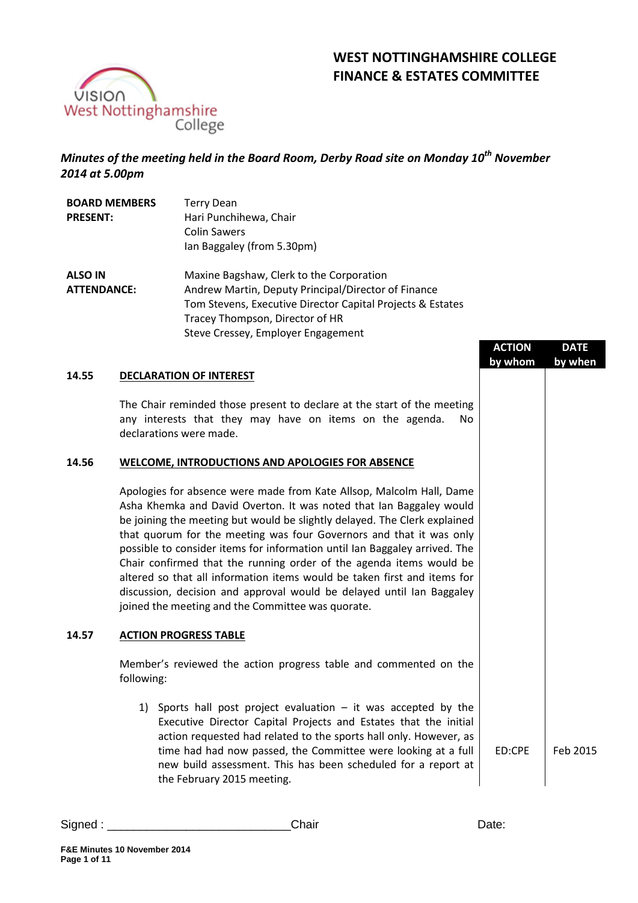# WEST NOTTINGHAMSHIRE COLLEGE
# FINANCE & ESTATES COMMITTEE

***Minutes of the meeting held in the Board Room, Derby Road site on Monday 10th November 2014 at 5.00pm***

| | |
|---|---|
| **BOARD MEMBERS PRESENT:** | Terry Dean<br>Hari Punchihewa, Chair<br>Colin Sawers<br>Ian Baggaley (from 5.30pm) |
| **ALSO IN ATTENDANCE:** | Maxine Bagshaw, Clerk to the Corporation<br>Andrew Martin, Deputy Principal/Director of Finance<br>Tom Stevens, Executive Director Capital Projects & Estates<br>Tracey Thompson, Director of HR<br>Steve Cressey, Employer Engagement |

| | | ACTION by whom | DATE by when |
|---|---|---|---|
| **14.55** | **DECLARATION OF INTEREST** | | |
| | The Chair reminded those present to declare at the start of the meeting any interests that they may have on items on the agenda. No declarations were made. | | |
| **14.56** | **WELCOME, INTRODUCTIONS AND APOLOGIES FOR ABSENCE** | | |
| | Apologies for absence were made from Kate Allsop, Malcolm Hall, Dame Asha Khemka and David Overton. It was noted that Ian Baggaley would be joining the meeting but would be slightly delayed. The Clerk explained that quorum for the meeting was four Governors and that it was only possible to consider items for information until Ian Baggaley arrived. The Chair confirmed that the running order of the agenda items would be altered so that all information items would be taken first and items for discussion, decision and approval would be delayed until Ian Baggaley joined the meeting and the Committee was quorate. | | |
| **14.57** | **ACTION PROGRESS TABLE** | | |
| | Member's reviewed the action progress table and commented on the following: | | |
| | 1) Sports hall post project evaluation – it was accepted by the Executive Director Capital Projects and Estates that the initial action requested had related to the sports hall only. However, as time had had now passed, the Committee were looking at a full new build assessment. This has been scheduled for a report at the February 2015 meeting. | ED:CPE | Feb 2015 |

Signed : ___________________________Chair Date: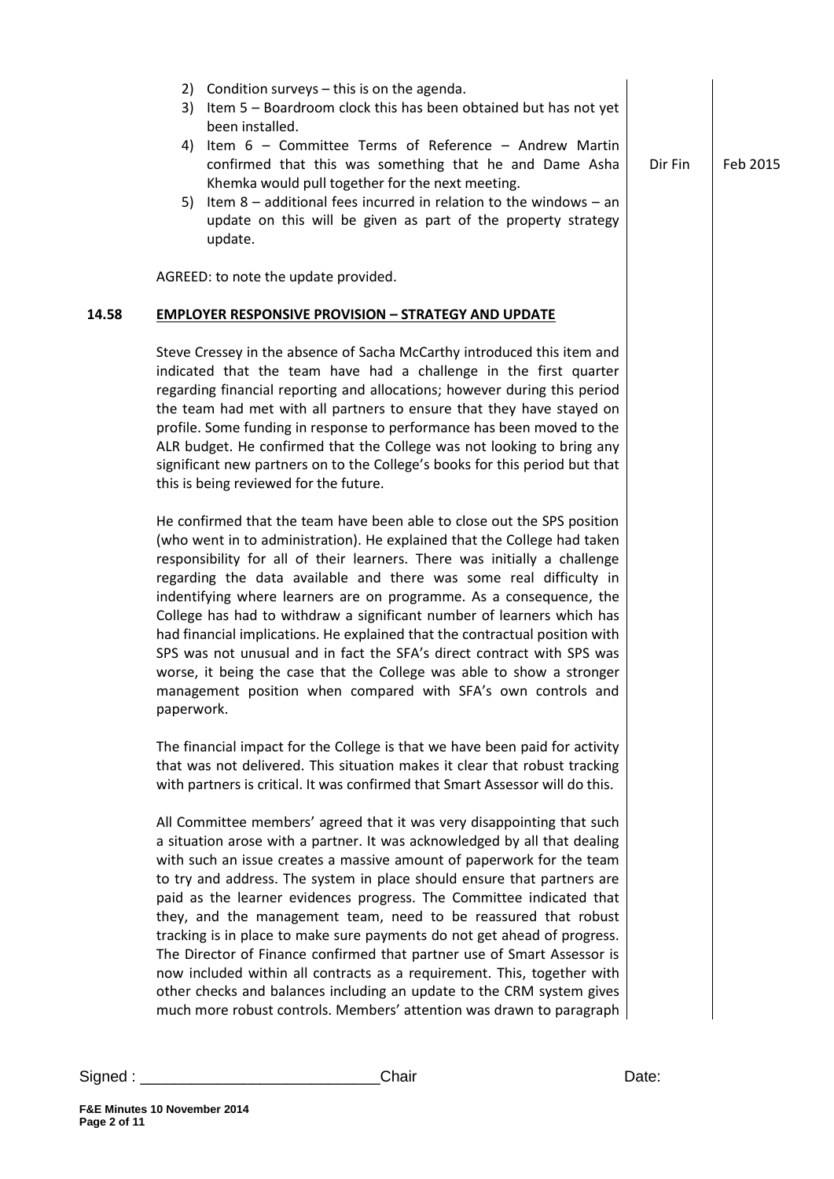2) Condition surveys – this is on the agenda.
3) Item 5 – Boardroom clock this has been obtained but has not yet been installed.
4) Item 6 – Committee Terms of Reference – Andrew Martin confirmed that this was something that he and Dame Asha Khemka would pull together for the next meeting. — **Dir Fin** — **Feb 2015**
5) Item 8 – additional fees incurred in relation to the windows – an update on this will be given as part of the property strategy update.

AGREED: to note the update provided.

## 14.58 EMPLOYER RESPONSIVE PROVISION – STRATEGY AND UPDATE

Steve Cressey in the absence of Sacha McCarthy introduced this item and indicated that the team have had a challenge in the first quarter regarding financial reporting and allocations; however during this period the team had met with all partners to ensure that they have stayed on profile. Some funding in response to performance has been moved to the ALR budget. He confirmed that the College was not looking to bring any significant new partners on to the College's books for this period but that this is being reviewed for the future.

He confirmed that the team have been able to close out the SPS position (who went in to administration). He explained that the College had taken responsibility for all of their learners. There was initially a challenge regarding the data available and there was some real difficulty in indentifying where learners are on programme. As a consequence, the College has had to withdraw a significant number of learners which has had financial implications. He explained that the contractual position with SPS was not unusual and in fact the SFA's direct contract with SPS was worse, it being the case that the College was able to show a stronger management position when compared with SFA's own controls and paperwork.

The financial impact for the College is that we have been paid for activity that was not delivered. This situation makes it clear that robust tracking with partners is critical. It was confirmed that Smart Assessor will do this.

All Committee members' agreed that it was very disappointing that such a situation arose with a partner. It was acknowledged by all that dealing with such an issue creates a massive amount of paperwork for the team to try and address. The system in place should ensure that partners are paid as the learner evidences progress. The Committee indicated that they, and the management team, need to be reassured that robust tracking is in place to make sure payments do not get ahead of progress. The Director of Finance confirmed that partner use of Smart Assessor is now included within all contracts as a requirement. This, together with other checks and balances including an update to the CRM system gives much more robust controls. Members' attention was drawn to paragraph

Signed : ___________________________Chair Date: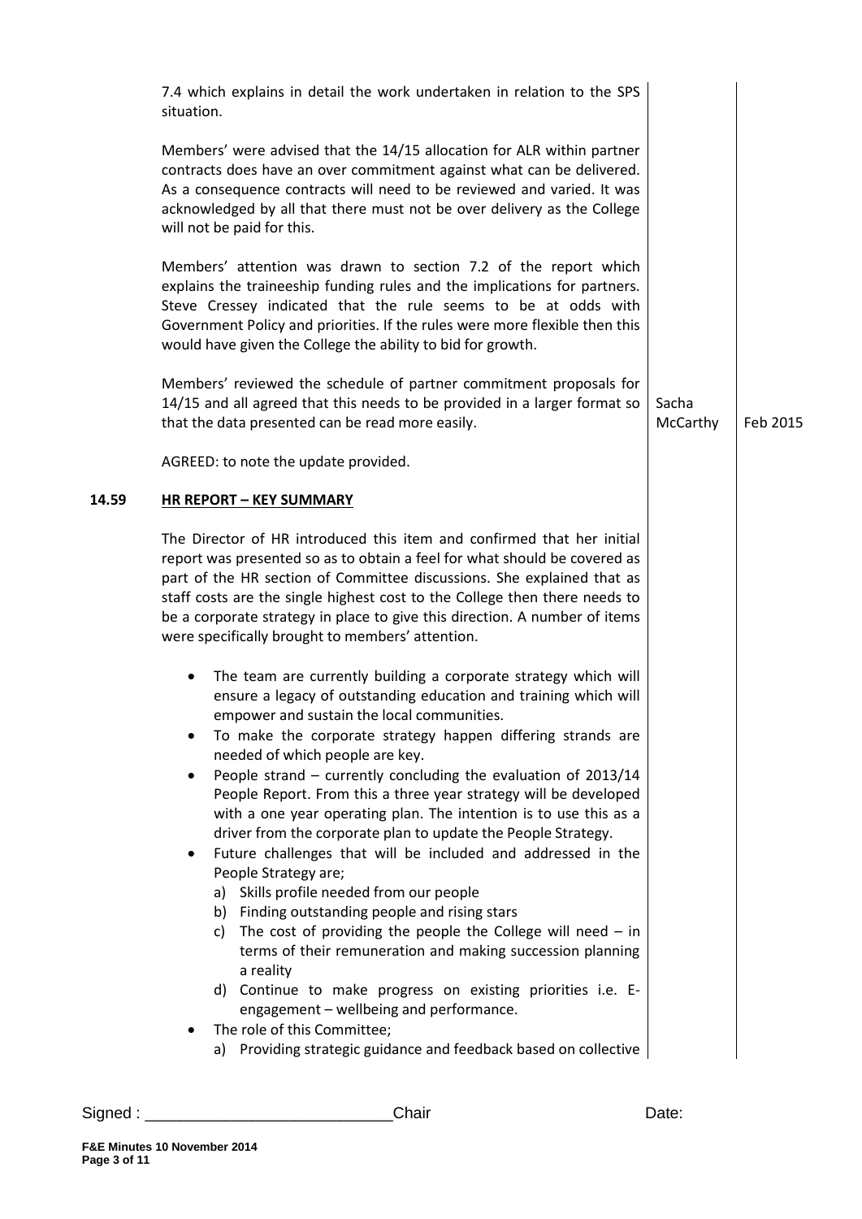7.4 which explains in detail the work undertaken in relation to the SPS situation.

Members' were advised that the 14/15 allocation for ALR within partner contracts does have an over commitment against what can be delivered. As a consequence contracts will need to be reviewed and varied. It was acknowledged by all that there must not be over delivery as the College will not be paid for this.

Members' attention was drawn to section 7.2 of the report which explains the traineeship funding rules and the implications for partners. Steve Cressey indicated that the rule seems to be at odds with Government Policy and priorities. If the rules were more flexible then this would have given the College the ability to bid for growth.

Members' reviewed the schedule of partner commitment proposals for 14/15 and all agreed that this needs to be provided in a larger format so that the data presented can be read more easily. — **Sacha McCarthy** — **Feb 2015**

AGREED: to note the update provided.

## 14.59 HR REPORT – KEY SUMMARY

The Director of HR introduced this item and confirmed that her initial report was presented so as to obtain a feel for what should be covered as part of the HR section of Committee discussions. She explained that as staff costs are the single highest cost to the College then there needs to be a corporate strategy in place to give this direction. A number of items were specifically brought to members' attention.

- The team are currently building a corporate strategy which will ensure a legacy of outstanding education and training which will empower and sustain the local communities.
- To make the corporate strategy happen differing strands are needed of which people are key.
- People strand – currently concluding the evaluation of 2013/14 People Report. From this a three year strategy will be developed with a one year operating plan. The intention is to use this as a driver from the corporate plan to update the People Strategy.
- Future challenges that will be included and addressed in the People Strategy are;
  a) Skills profile needed from our people
  b) Finding outstanding people and rising stars
  c) The cost of providing the people the College will need – in terms of their remuneration and making succession planning a reality
  d) Continue to make progress on existing priorities i.e. E-engagement – wellbeing and performance.
- The role of this Committee;
  a) Providing strategic guidance and feedback based on collective

Signed : ___________________________Chair Date: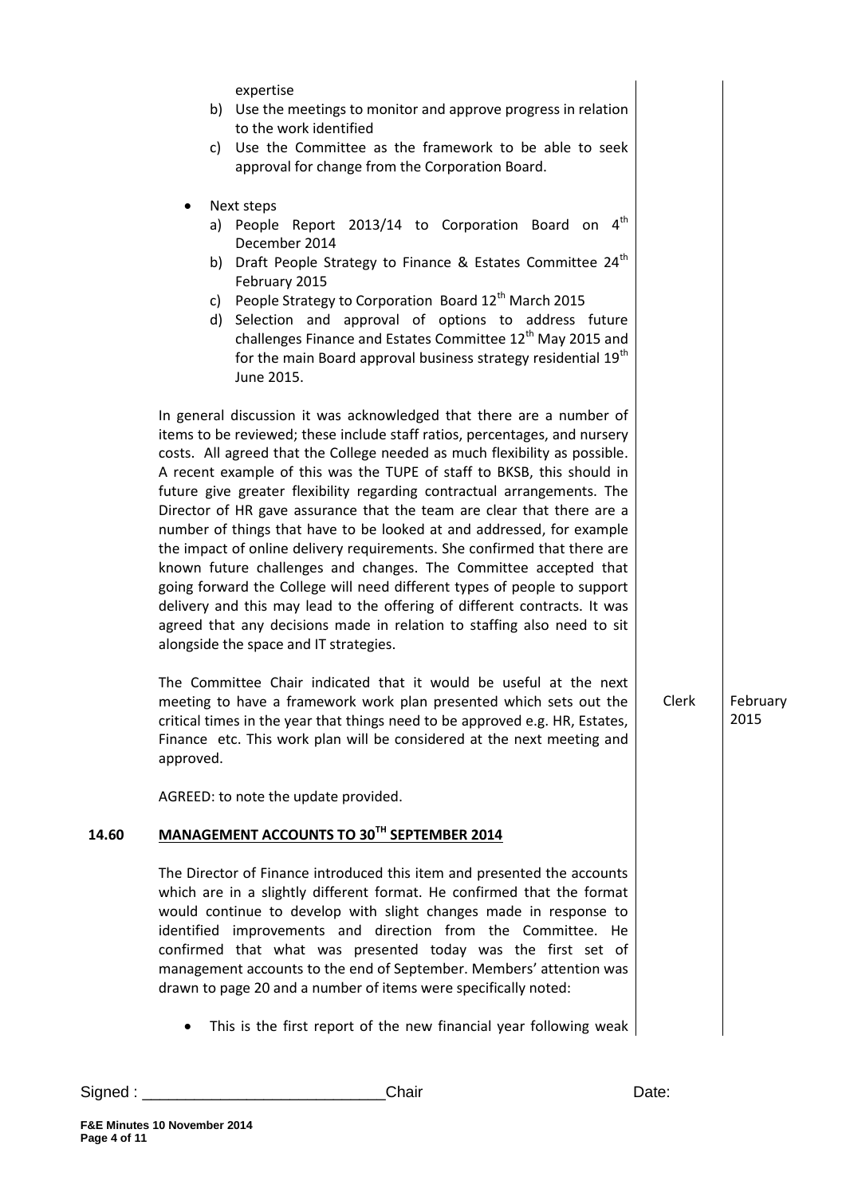expertise

b) Use the meetings to monitor and approve progress in relation to the work identified
c) Use the Committee as the framework to be able to seek approval for change from the Corporation Board.

- Next steps
  a) People Report 2013/14 to Corporation Board on 4th December 2014
  b) Draft People Strategy to Finance & Estates Committee 24th February 2015
  c) People Strategy to Corporation Board 12th March 2015
  d) Selection and approval of options to address future challenges Finance and Estates Committee 12th May 2015 and for the main Board approval business strategy residential 19th June 2015.

In general discussion it was acknowledged that there are a number of items to be reviewed; these include staff ratios, percentages, and nursery costs. All agreed that the College needed as much flexibility as possible. A recent example of this was the TUPE of staff to BKSB, this should in future give greater flexibility regarding contractual arrangements. The Director of HR gave assurance that the team are clear that there are a number of things that have to be looked at and addressed, for example the impact of online delivery requirements. She confirmed that there are known future challenges and changes. The Committee accepted that going forward the College will need different types of people to support delivery and this may lead to the offering of different contracts. It was agreed that any decisions made in relation to staffing also need to sit alongside the space and IT strategies.

The Committee Chair indicated that it would be useful at the next meeting to have a framework work plan presented which sets out the critical times in the year that things need to be approved e.g. HR, Estates, Finance etc. This work plan will be considered at the next meeting and approved. — **Clerk** — **February 2015**

AGREED: to note the update provided.

## 14.60 MANAGEMENT ACCOUNTS TO 30TH SEPTEMBER 2014

The Director of Finance introduced this item and presented the accounts which are in a slightly different format. He confirmed that the format would continue to develop with slight changes made in response to identified improvements and direction from the Committee. He confirmed that what was presented today was the first set of management accounts to the end of September. Members' attention was drawn to page 20 and a number of items were specifically noted:

- This is the first report of the new financial year following weak

Signed : ___________________________Chair Date: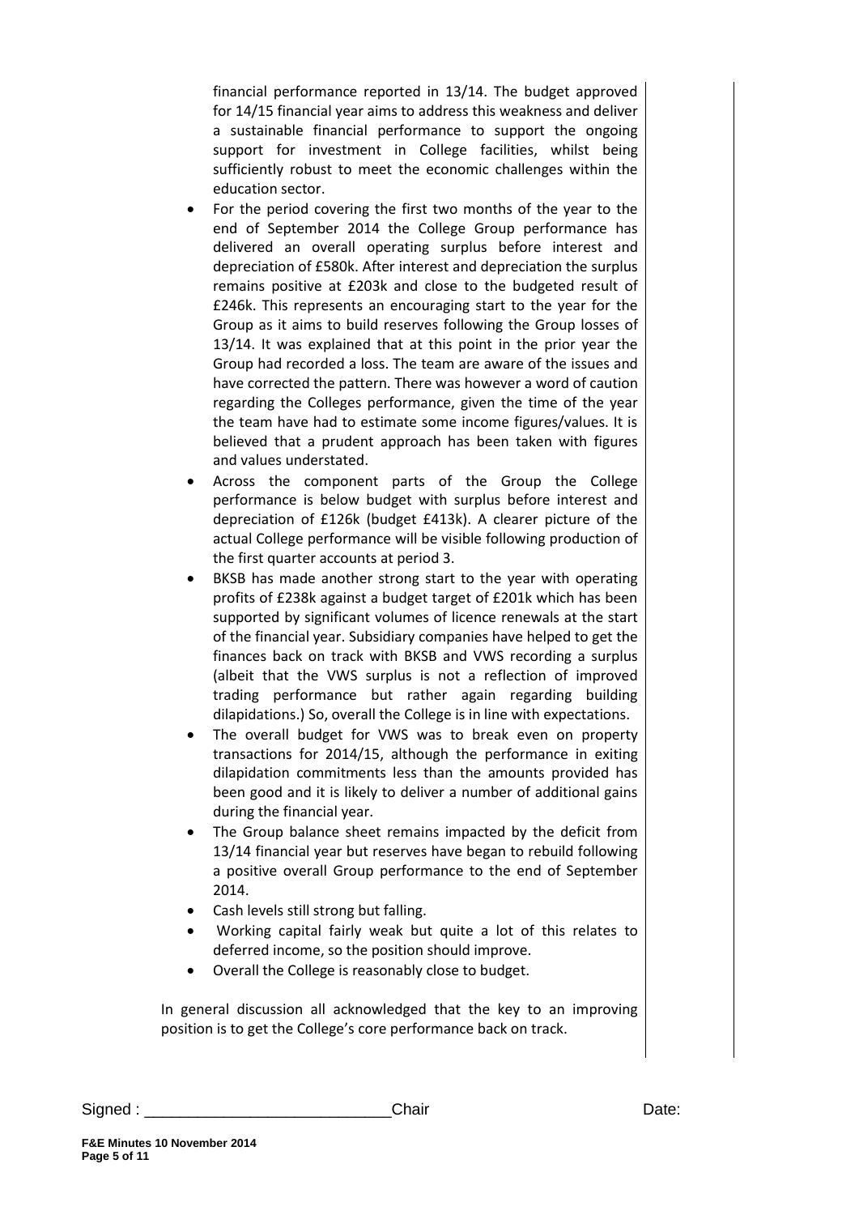financial performance reported in 13/14. The budget approved for 14/15 financial year aims to address this weakness and deliver a sustainable financial performance to support the ongoing support for investment in College facilities, whilst being sufficiently robust to meet the economic challenges within the education sector.

- For the period covering the first two months of the year to the end of September 2014 the College Group performance has delivered an overall operating surplus before interest and depreciation of £580k. After interest and depreciation the surplus remains positive at £203k and close to the budgeted result of £246k. This represents an encouraging start to the year for the Group as it aims to build reserves following the Group losses of 13/14. It was explained that at this point in the prior year the Group had recorded a loss. The team are aware of the issues and have corrected the pattern. There was however a word of caution regarding the Colleges performance, given the time of the year the team have had to estimate some income figures/values. It is believed that a prudent approach has been taken with figures and values understated.
- Across the component parts of the Group the College performance is below budget with surplus before interest and depreciation of £126k (budget £413k). A clearer picture of the actual College performance will be visible following production of the first quarter accounts at period 3.
- BKSB has made another strong start to the year with operating profits of £238k against a budget target of £201k which has been supported by significant volumes of licence renewals at the start of the financial year. Subsidiary companies have helped to get the finances back on track with BKSB and VWS recording a surplus (albeit that the VWS surplus is not a reflection of improved trading performance but rather again regarding building dilapidations.) So, overall the College is in line with expectations.
- The overall budget for VWS was to break even on property transactions for 2014/15, although the performance in exiting dilapidation commitments less than the amounts provided has been good and it is likely to deliver a number of additional gains during the financial year.
- The Group balance sheet remains impacted by the deficit from 13/14 financial year but reserves have began to rebuild following a positive overall Group performance to the end of September 2014.
- Cash levels still strong but falling.
- Working capital fairly weak but quite a lot of this relates to deferred income, so the position should improve.
- Overall the College is reasonably close to budget.

In general discussion all acknowledged that the key to an improving position is to get the College's core performance back on track.

Signed : ___________________________Chair Date:

**F&E Minutes 10 November 2014**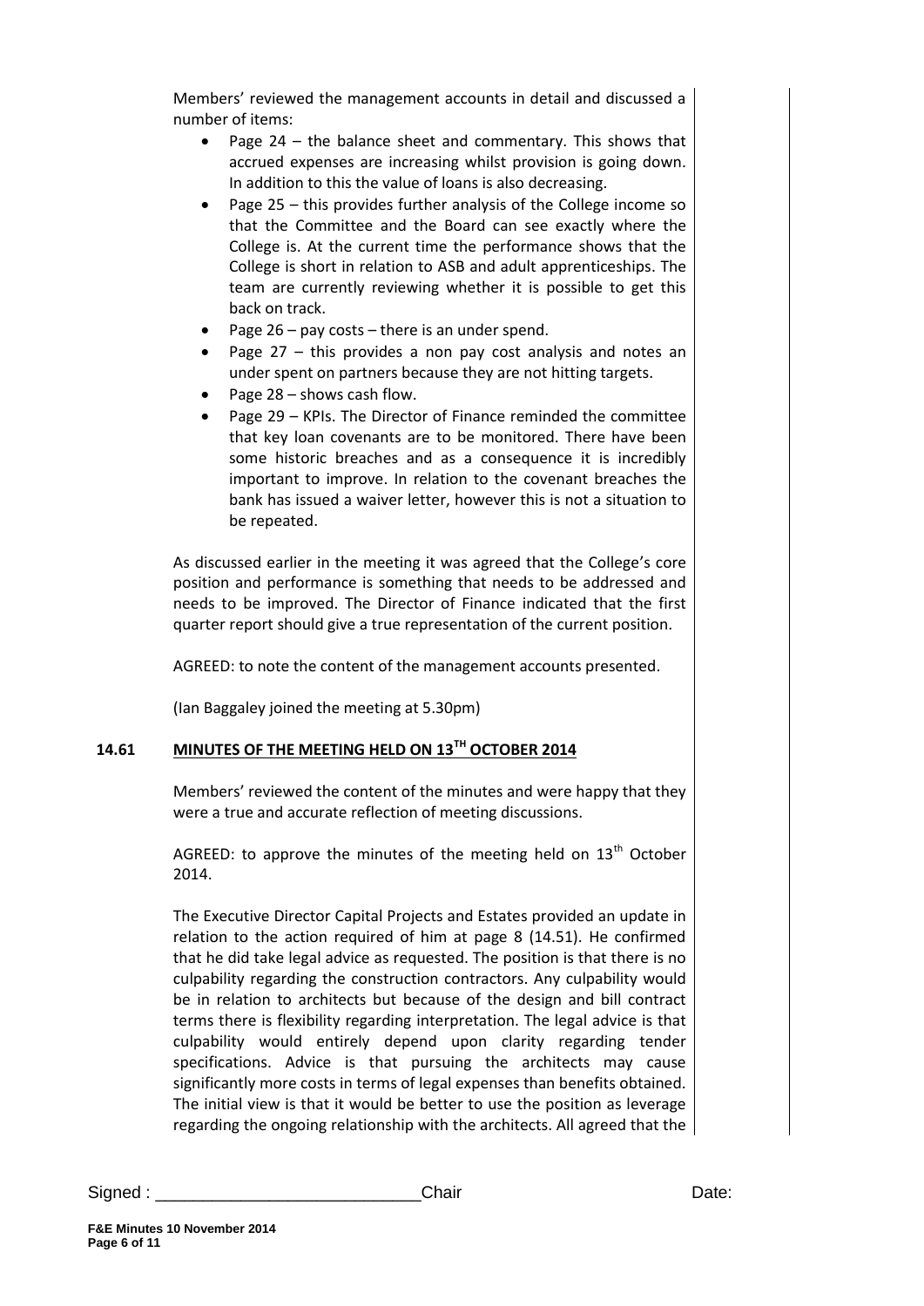Members' reviewed the management accounts in detail and discussed a number of items:

- Page 24 – the balance sheet and commentary. This shows that accrued expenses are increasing whilst provision is going down. In addition to this the value of loans is also decreasing.
- Page 25 – this provides further analysis of the College income so that the Committee and the Board can see exactly where the College is. At the current time the performance shows that the College is short in relation to ASB and adult apprenticeships. The team are currently reviewing whether it is possible to get this back on track.
- Page 26 – pay costs – there is an under spend.
- Page 27 – this provides a non pay cost analysis and notes an under spent on partners because they are not hitting targets.
- Page 28 – shows cash flow.
- Page 29 – KPIs. The Director of Finance reminded the committee that key loan covenants are to be monitored. There have been some historic breaches and as a consequence it is incredibly important to improve. In relation to the covenant breaches the bank has issued a waiver letter, however this is not a situation to be repeated.

As discussed earlier in the meeting it was agreed that the College's core position and performance is something that needs to be addressed and needs to be improved. The Director of Finance indicated that the first quarter report should give a true representation of the current position.

AGREED: to note the content of the management accounts presented.

(Ian Baggaley joined the meeting at 5.30pm)

## 14.61 MINUTES OF THE MEETING HELD ON 13TH OCTOBER 2014

Members' reviewed the content of the minutes and were happy that they were a true and accurate reflection of meeting discussions.

AGREED: to approve the minutes of the meeting held on 13th October 2014.

The Executive Director Capital Projects and Estates provided an update in relation to the action required of him at page 8 (14.51). He confirmed that he did take legal advice as requested. The position is that there is no culpability regarding the construction contractors. Any culpability would be in relation to architects but because of the design and bill contract terms there is flexibility regarding interpretation. The legal advice is that culpability would entirely depend upon clarity regarding tender specifications. Advice is that pursuing the architects may cause significantly more costs in terms of legal expenses than benefits obtained. The initial view is that it would be better to use the position as leverage regarding the ongoing relationship with the architects. All agreed that the

Signed : ____________________________Chair Date: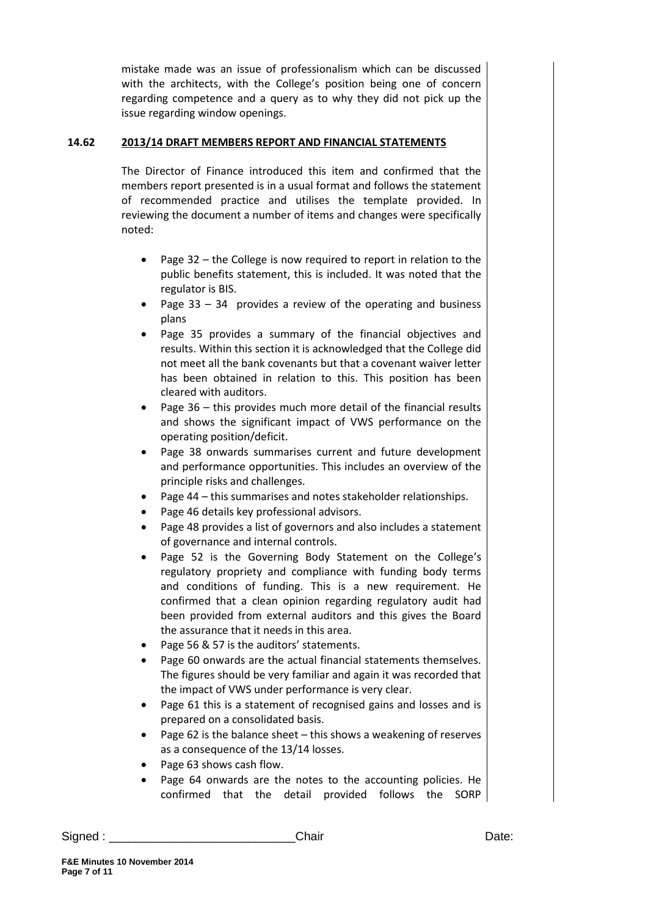mistake made was an issue of professionalism which can be discussed with the architects, with the College's position being one of concern regarding competence and a query as to why they did not pick up the issue regarding window openings.

**14.62 2013/14 DRAFT MEMBERS REPORT AND FINANCIAL STATEMENTS**

The Director of Finance introduced this item and confirmed that the members report presented is in a usual format and follows the statement of recommended practice and utilises the template provided. In reviewing the document a number of items and changes were specifically noted:

- Page 32 – the College is now required to report in relation to the public benefits statement, this is included. It was noted that the regulator is BIS.
- Page 33 – 34 provides a review of the operating and business plans
- Page 35 provides a summary of the financial objectives and results. Within this section it is acknowledged that the College did not meet all the bank covenants but that a covenant waiver letter has been obtained in relation to this. This position has been cleared with auditors.
- Page 36 – this provides much more detail of the financial results and shows the significant impact of VWS performance on the operating position/deficit.
- Page 38 onwards summarises current and future development and performance opportunities. This includes an overview of the principle risks and challenges.
- Page 44 – this summarises and notes stakeholder relationships.
- Page 46 details key professional advisors.
- Page 48 provides a list of governors and also includes a statement of governance and internal controls.
- Page 52 is the Governing Body Statement on the College's regulatory propriety and compliance with funding body terms and conditions of funding. This is a new requirement. He confirmed that a clean opinion regarding regulatory audit had been provided from external auditors and this gives the Board the assurance that it needs in this area.
- Page 56 & 57 is the auditors' statements.
- Page 60 onwards are the actual financial statements themselves. The figures should be very familiar and again it was recorded that the impact of VWS under performance is very clear.
- Page 61 this is a statement of recognised gains and losses and is prepared on a consolidated basis.
- Page 62 is the balance sheet – this shows a weakening of reserves as a consequence of the 13/14 losses.
- Page 63 shows cash flow.
- Page 64 onwards are the notes to the accounting policies. He confirmed that the detail provided follows the SORP

Signed : ___________________________Chair Date: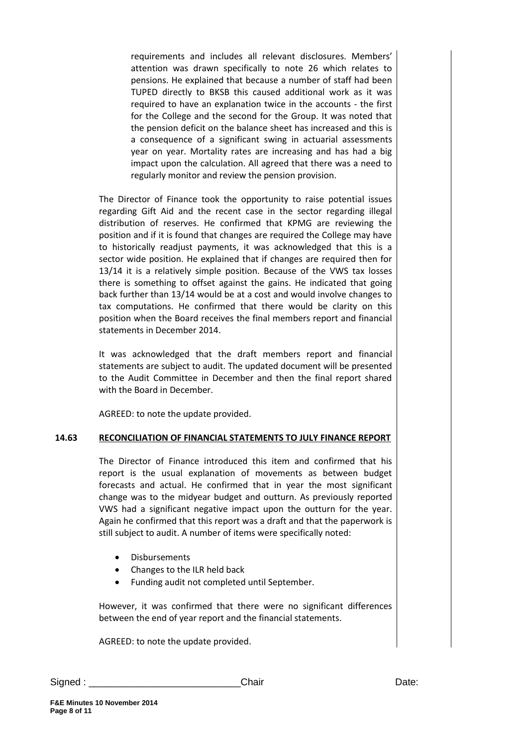requirements and includes all relevant disclosures. Members' attention was drawn specifically to note 26 which relates to pensions. He explained that because a number of staff had been TUPED directly to BKSB this caused additional work as it was required to have an explanation twice in the accounts - the first for the College and the second for the Group. It was noted that the pension deficit on the balance sheet has increased and this is a consequence of a significant swing in actuarial assessments year on year. Mortality rates are increasing and has had a big impact upon the calculation. All agreed that there was a need to regularly monitor and review the pension provision.

The Director of Finance took the opportunity to raise potential issues regarding Gift Aid and the recent case in the sector regarding illegal distribution of reserves. He confirmed that KPMG are reviewing the position and if it is found that changes are required the College may have to historically readjust payments, it was acknowledged that this is a sector wide position. He explained that if changes are required then for 13/14 it is a relatively simple position. Because of the VWS tax losses there is something to offset against the gains. He indicated that going back further than 13/14 would be at a cost and would involve changes to tax computations. He confirmed that there would be clarity on this position when the Board receives the final members report and financial statements in December 2014.

It was acknowledged that the draft members report and financial statements are subject to audit. The updated document will be presented to the Audit Committee in December and then the final report shared with the Board in December.

AGREED: to note the update provided.

**14.63 RECONCILIATION OF FINANCIAL STATEMENTS TO JULY FINANCE REPORT**

The Director of Finance introduced this item and confirmed that his report is the usual explanation of movements as between budget forecasts and actual. He confirmed that in year the most significant change was to the midyear budget and outturn. As previously reported VWS had a significant negative impact upon the outturn for the year. Again he confirmed that this report was a draft and that the paperwork is still subject to audit. A number of items were specifically noted:

- Disbursements
- Changes to the ILR held back
- Funding audit not completed until September.

However, it was confirmed that there were no significant differences between the end of year report and the financial statements.

AGREED: to note the update provided.

Signed : ___________________________ Chair Date: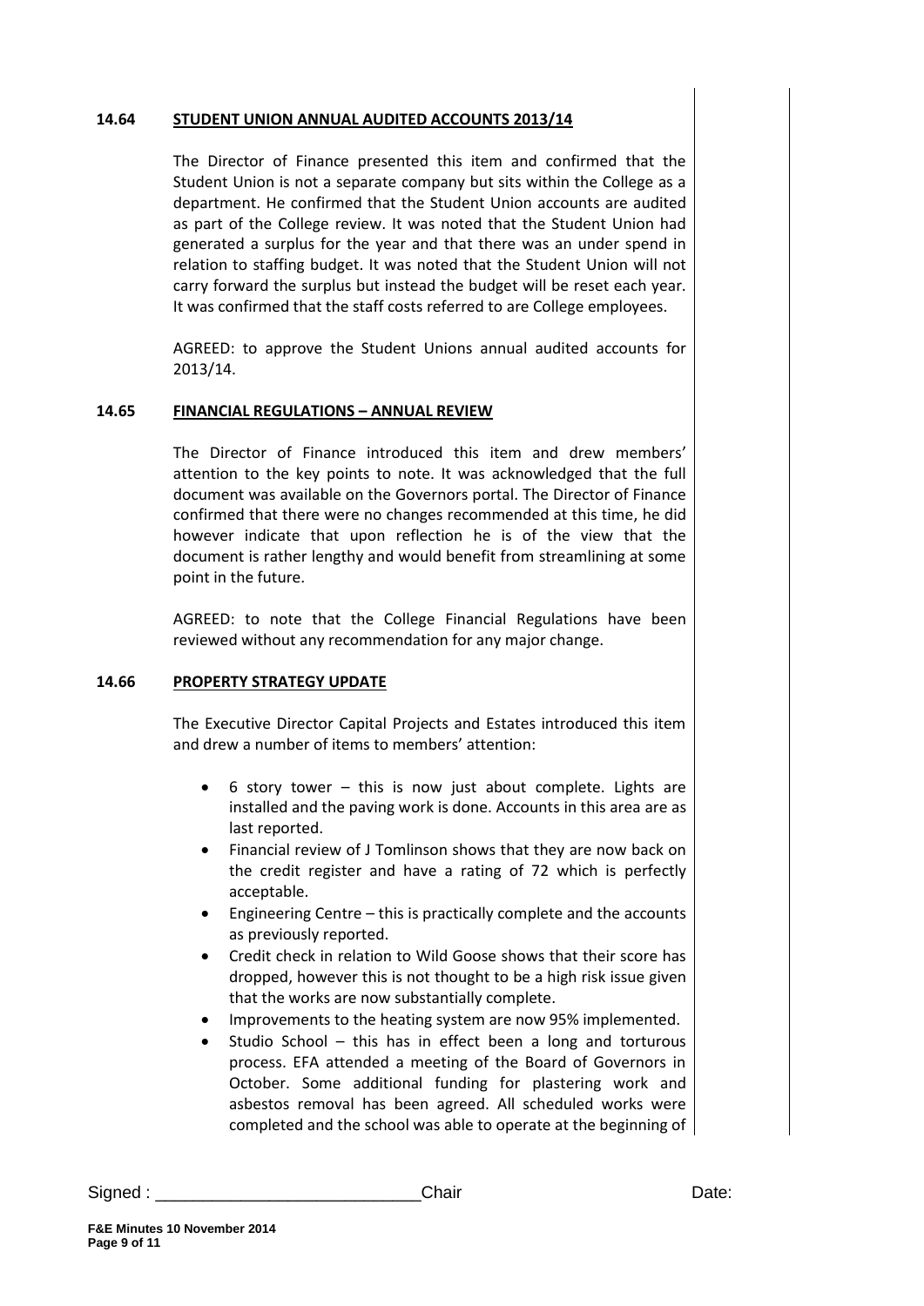**14.64 STUDENT UNION ANNUAL AUDITED ACCOUNTS 2013/14**

The Director of Finance presented this item and confirmed that the Student Union is not a separate company but sits within the College as a department. He confirmed that the Student Union accounts are audited as part of the College review. It was noted that the Student Union had generated a surplus for the year and that there was an under spend in relation to staffing budget. It was noted that the Student Union will not carry forward the surplus but instead the budget will be reset each year. It was confirmed that the staff costs referred to are College employees.

AGREED: to approve the Student Unions annual audited accounts for 2013/14.

**14.65 FINANCIAL REGULATIONS – ANNUAL REVIEW**

The Director of Finance introduced this item and drew members' attention to the key points to note. It was acknowledged that the full document was available on the Governors portal. The Director of Finance confirmed that there were no changes recommended at this time, he did however indicate that upon reflection he is of the view that the document is rather lengthy and would benefit from streamlining at some point in the future.

AGREED: to note that the College Financial Regulations have been reviewed without any recommendation for any major change.

**14.66 PROPERTY STRATEGY UPDATE**

The Executive Director Capital Projects and Estates introduced this item and drew a number of items to members' attention:

- 6 story tower – this is now just about complete. Lights are installed and the paving work is done. Accounts in this area are as last reported.
- Financial review of J Tomlinson shows that they are now back on the credit register and have a rating of 72 which is perfectly acceptable.
- Engineering Centre – this is practically complete and the accounts as previously reported.
- Credit check in relation to Wild Goose shows that their score has dropped, however this is not thought to be a high risk issue given that the works are now substantially complete.
- Improvements to the heating system are now 95% implemented.
- Studio School – this has in effect been a long and torturous process. EFA attended a meeting of the Board of Governors in October. Some additional funding for plastering work and asbestos removal has been agreed. All scheduled works were completed and the school was able to operate at the beginning of

Signed : ____________________________Chair Date: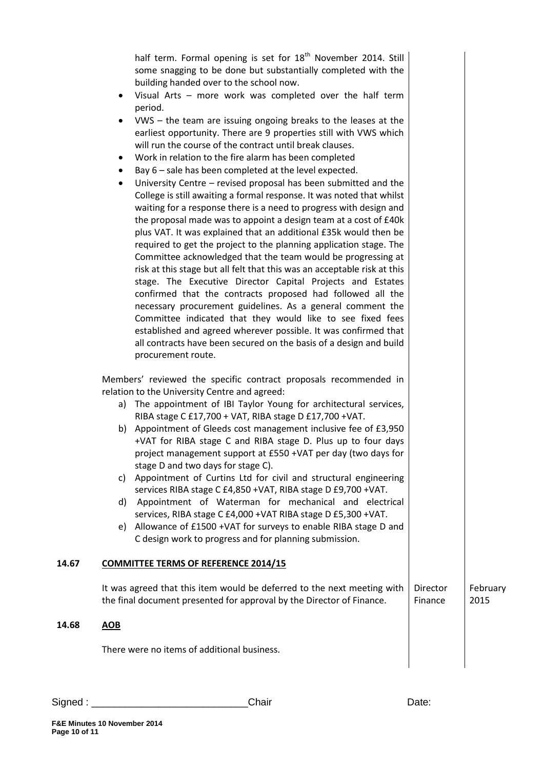half term. Formal opening is set for 18th November 2014. Still some snagging to be done but substantially completed with the building handed over to the school now.

- Visual Arts – more work was completed over the half term period.
- VWS – the team are issuing ongoing breaks to the leases at the earliest opportunity. There are 9 properties still with VWS which will run the course of the contract until break clauses.
- Work in relation to the fire alarm has been completed
- Bay 6 – sale has been completed at the level expected.
- University Centre – revised proposal has been submitted and the College is still awaiting a formal response. It was noted that whilst waiting for a response there is a need to progress with design and the proposal made was to appoint a design team at a cost of £40k plus VAT. It was explained that an additional £35k would then be required to get the project to the planning application stage. The Committee acknowledged that the team would be progressing at risk at this stage but all felt that this was an acceptable risk at this stage. The Executive Director Capital Projects and Estates confirmed that the contracts proposed had followed all the necessary procurement guidelines. As a general comment the Committee indicated that they would like to see fixed fees established and agreed wherever possible. It was confirmed that all contracts have been secured on the basis of a design and build procurement route.

Members' reviewed the specific contract proposals recommended in relation to the University Centre and agreed:

a) The appointment of IBI Taylor Young for architectural services, RIBA stage C £17,700 + VAT, RIBA stage D £17,700 +VAT.
b) Appointment of Gleeds cost management inclusive fee of £3,950 +VAT for RIBA stage C and RIBA stage D. Plus up to four days project management support at £550 +VAT per day (two days for stage D and two days for stage C).
c) Appointment of Curtins Ltd for civil and structural engineering services RIBA stage C £4,850 +VAT, RIBA stage D £9,700 +VAT.
d) Appointment of Waterman for mechanical and electrical services, RIBA stage C £4,000 +VAT RIBA stage D £5,300 +VAT.
e) Allowance of £1500 +VAT for surveys to enable RIBA stage D and C design work to progress and for planning submission.

## 14.67 COMMITTEE TERMS OF REFERENCE 2014/15

| | Action | Date |
|---|---|---|
| It was agreed that this item would be deferred to the next meeting with the final document presented for approval by the Director of Finance. | Director Finance | February 2015 |

## 14.68 AOB

There were no items of additional business.

Signed : ___________________________Chair Date: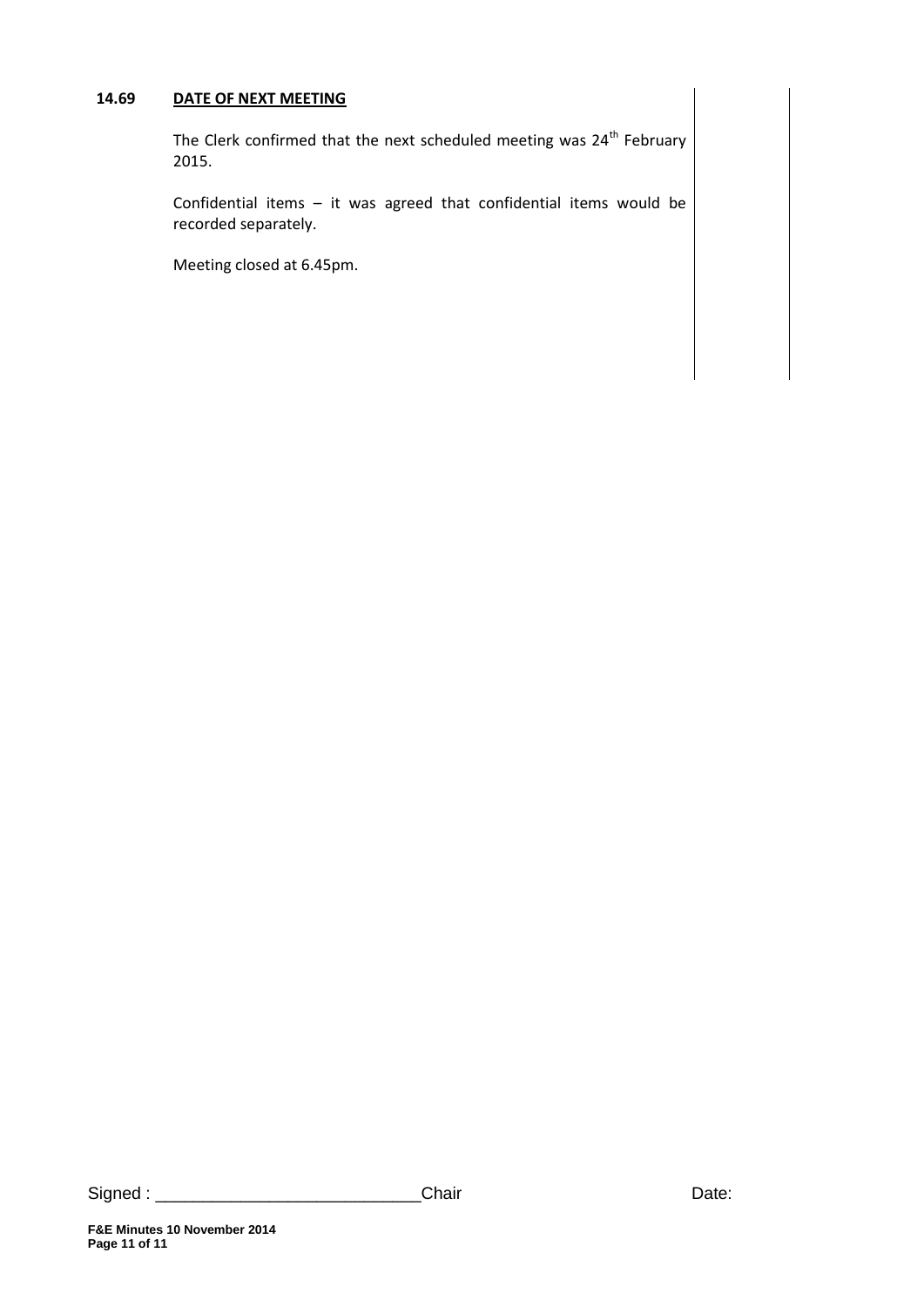**14.69** **DATE OF NEXT MEETING**

The Clerk confirmed that the next scheduled meeting was 24th February 2015.

Confidential items – it was agreed that confidential items would be recorded separately.

Meeting closed at 6.45pm.

Signed : ____________________________Chair Date: